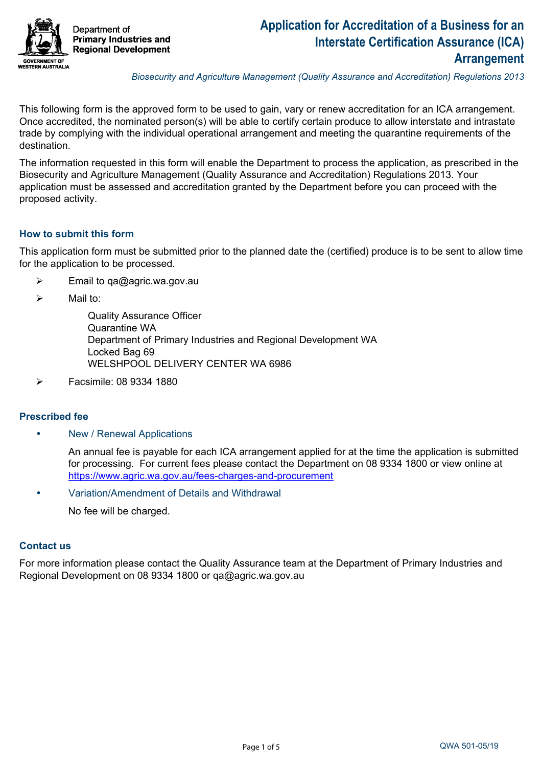Department of
**Primary Industries and Regional Development**

GOVERNMENT OF WESTERN AUSTRALIA

# Application for Accreditation of a Business for an Interstate Certification Assurance (ICA) Arrangement

*Biosecurity and Agriculture Management (Quality Assurance and Accreditation) Regulations 2013*

This following form is the approved form to be used to gain, vary or renew accreditation for an ICA arrangement. Once accredited, the nominated person(s) will be able to certify certain produce to allow interstate and intrastate trade by complying with the individual operational arrangement and meeting the quarantine requirements of the destination.

The information requested in this form will enable the Department to process the application, as prescribed in the Biosecurity and Agriculture Management (Quality Assurance and Accreditation) Regulations 2013. Your application must be assessed and accreditation granted by the Department before you can proceed with the proposed activity.

### How to submit this form

This application form must be submitted prior to the planned date the (certified) produce is to be sent to allow time for the application to be processed.

- Email to qa@agric.wa.gov.au
- Mail to:

  Quality Assurance Officer
  Quarantine WA
  Department of Primary Industries and Regional Development WA
  Locked Bag 69
  WELSHPOOL DELIVERY CENTER WA 6986

- Facsimile: 08 9334 1880

### Prescribed fee

- New / Renewal Applications

  An annual fee is payable for each ICA arrangement applied for at the time the application is submitted for processing. For current fees please contact the Department on 08 9334 1800 or view online at https://www.agric.wa.gov.au/fees-charges-and-procurement

- Variation/Amendment of Details and Withdrawal

  No fee will be charged.

### Contact us

For more information please contact the Quality Assurance team at the Department of Primary Industries and Regional Development on 08 9334 1800 or qa@agric.wa.gov.au

QWA 501-05/19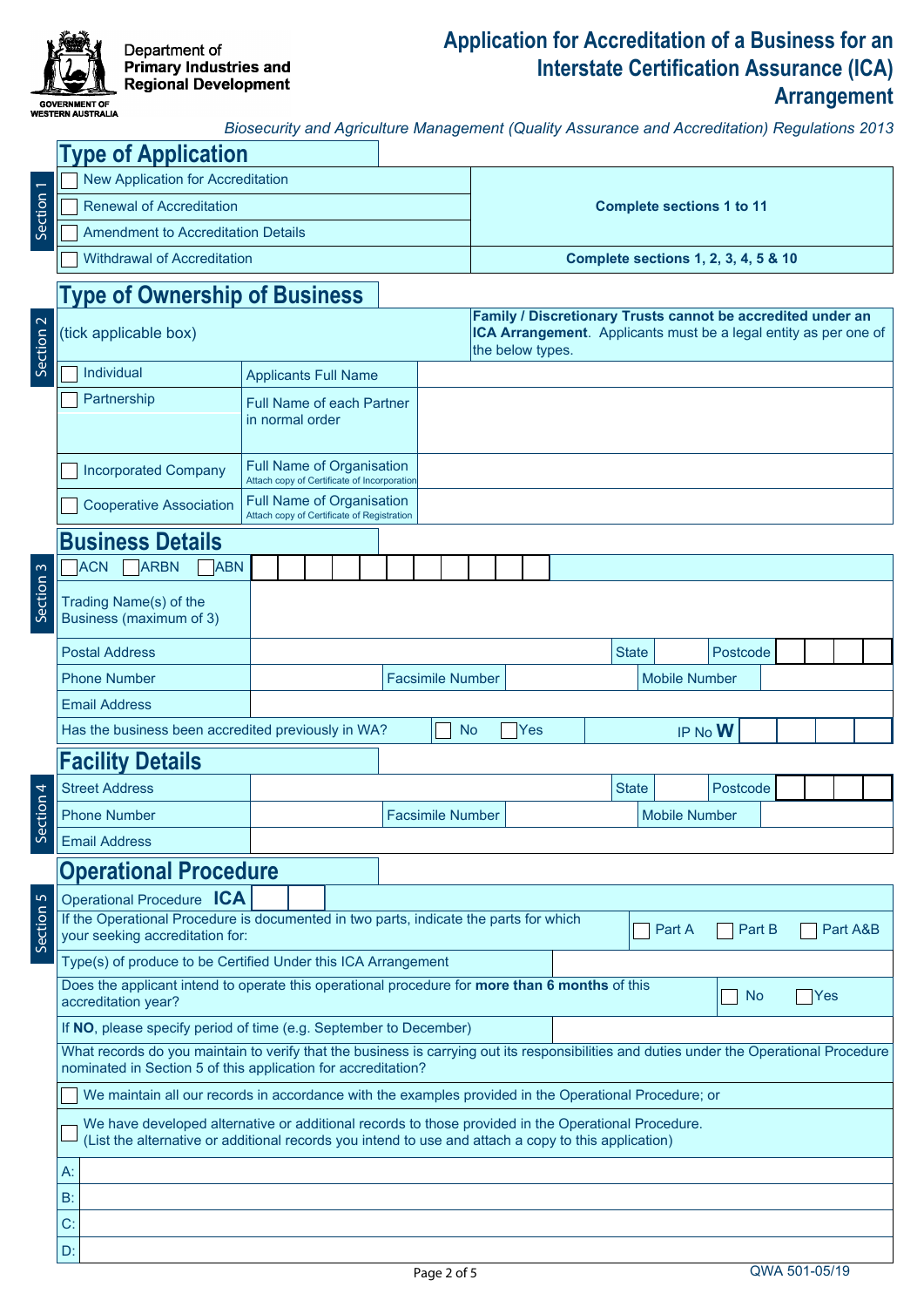Department of Primary Industries and Regional Development

GOVERNMENT OF WESTERN AUSTRALIA

# Application for Accreditation of a Business for an Interstate Certification Assurance (ICA) Arrangement

*Biosecurity and Agriculture Management (Quality Assurance and Accreditation) Regulations 2013*

## Section 1 – Type of Application

| | |
|---|---|
| ☐ New Application for Accreditation | **Complete sections 1 to 11** |
| ☐ Renewal of Accreditation | |
| ☐ Amendment to Accreditation Details | |
| ☐ Withdrawal of Accreditation | **Complete sections 1, 2, 3, 4, 5 & 10** |

## Section 2 – Type of Ownership of Business

(tick applicable box)

**Family / Discretionary Trusts cannot be accredited under an ICA Arrangement**. Applicants must be a legal entity as per one of the below types.

| | | |
|---|---|---|
| ☐ Individual | Applicants Full Name | |
| ☐ Partnership | Full Name of each Partner in normal order | |
| ☐ Incorporated Company | Full Name of Organisation<br>Attach copy of Certificate of Incorporation | |
| ☐ Cooperative Association | Full Name of Organisation<br>Attach copy of Certificate of Registration | |

## Section 3 – Business Details

| | | | | | |
|---|---|---|---|---|---|
| ☐ ACN ☐ ARBN ☐ ABN | | | | | |
| Trading Name(s) of the Business (maximum of 3) | | | | | |
| Postal Address | | State | | Postcode | |
| Phone Number | | Facsimile Number | | Mobile Number | |
| Email Address | | | | | |
| Has the business been accredited previously in WA? | ☐ No ☐ Yes | IP No **W** | | | |

## Section 4 – Facility Details

| | | | | | |
|---|---|---|---|---|---|
| Street Address | | State | | Postcode | |
| Phone Number | | Facsimile Number | | Mobile Number | |
| Email Address | | | | | |

## Section 5 – Operational Procedure

| | |
|---|---|
| Operational Procedure **ICA** | |
| If the Operational Procedure is documented in two parts, indicate the parts for which your seeking accreditation for: | ☐ Part A ☐ Part B ☐ Part A&B |
| Type(s) of produce to be Certified Under this ICA Arrangement | |
| Does the applicant intend to operate this operational procedure for **more than 6 months** of this accreditation year? | ☐ No ☐ Yes |
| If **NO**, please specify period of time (e.g. September to December) | |

What records do you maintain to verify that the business is carrying out its responsibilities and duties under the Operational Procedure nominated in Section 5 of this application for accreditation?

☐ We maintain all our records in accordance with the examples provided in the Operational Procedure; or

☐ We have developed alternative or additional records to those provided in the Operational Procedure. (List the alternative or additional records you intend to use and attach a copy to this application)

| | |
|---|---|
| A: | |
| B: | |
| C: | |
| D: | |

QWA 501-05/19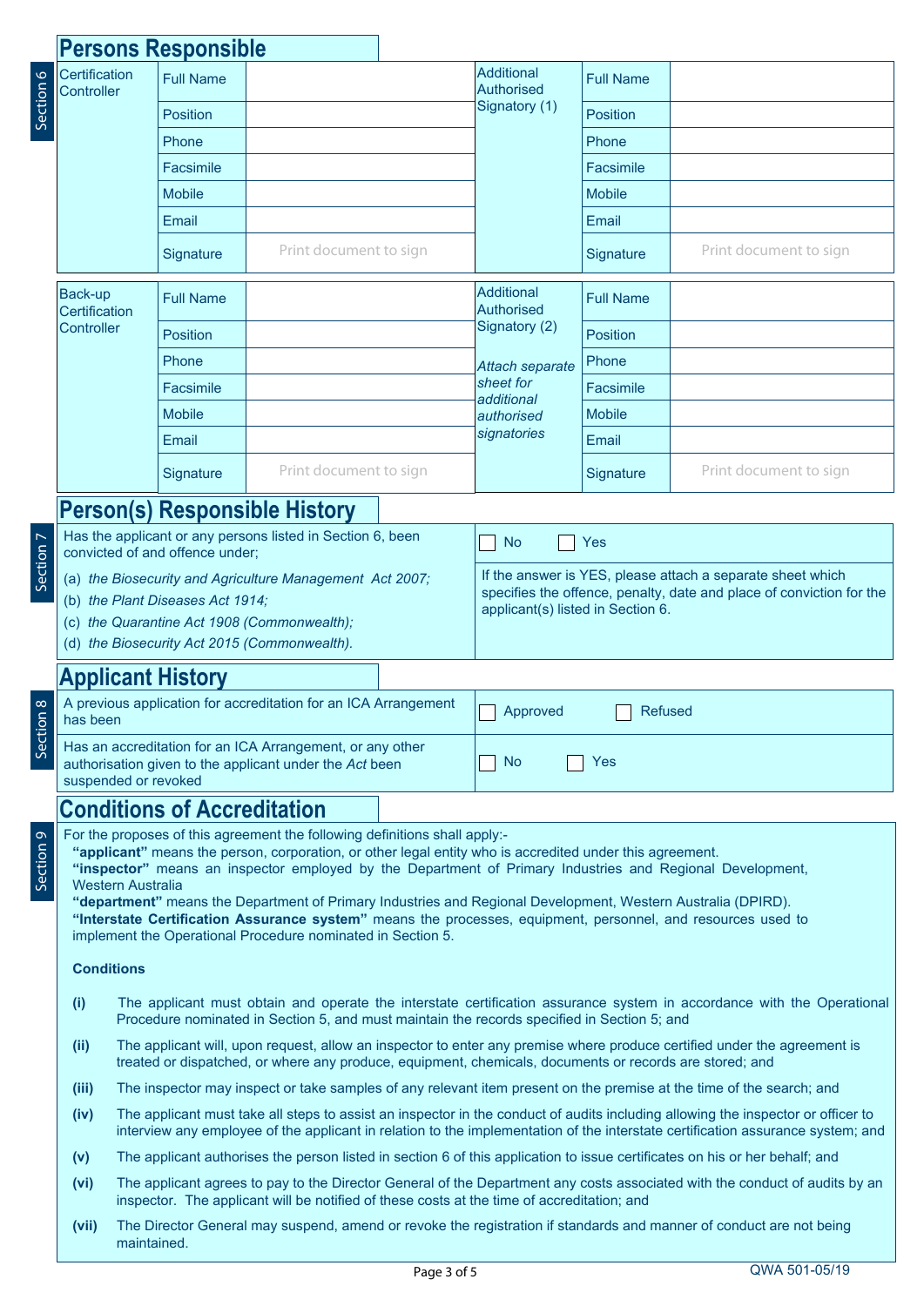## Section 6 — Persons Responsible

| Certification Controller | | | Additional Authorised Signatory (1) | | |
|---|---|---|---|---|---|
| | Full Name | | | Full Name | |
| | Position | | | Position | |
| | Phone | | | Phone | |
| | Facsimile | | | Facsimile | |
| | Mobile | | | Mobile | |
| | Email | | | Email | |
| | Signature | Print document to sign | | Signature | Print document to sign |

| Back-up Certification Controller | | | Additional Authorised Signatory (2) *Attach separate sheet for additional authorised signatories* | | |
|---|---|---|---|---|---|
| | Full Name | | | Full Name | |
| | Position | | | Position | |
| | Phone | | | Phone | |
| | Facsimile | | | Facsimile | |
| | Mobile | | | Mobile | |
| | Email | | | Email | |
| | Signature | Print document to sign | | Signature | Print document to sign |

## Section 7 — Person(s) Responsible History

| | |
|---|---|
| Has the applicant or any persons listed in Section 6, been convicted of and offence under; | ☐ No ☐ Yes |
| (a) *the Biosecurity and Agriculture Management Act 2007;*<br>(b) *the Plant Diseases Act 1914;*<br>(c) *the Quarantine Act 1908 (Commonwealth);*<br>(d) *the Biosecurity Act 2015 (Commonwealth).* | If the answer is YES, please attach a separate sheet which specifies the offence, penalty, date and place of conviction for the applicant(s) listed in Section 6. |

## Section 8 — Applicant History

| | |
|---|---|
| A previous application for accreditation for an ICA Arrangement has been | ☐ Approved ☐ Refused |
| Has an accreditation for an ICA Arrangement, or any other authorisation given to the applicant under the *Act* been suspended or revoked | ☐ No ☐ Yes |

## Section 9 — Conditions of Accreditation

For the proposes of this agreement the following definitions shall apply:-

**"applicant"** means the person, corporation, or other legal entity who is accredited under this agreement.

**"inspector"** means an inspector employed by the Department of Primary Industries and Regional Development, Western Australia

**"department"** means the Department of Primary Industries and Regional Development, Western Australia (DPIRD).

**"Interstate Certification Assurance system"** means the processes, equipment, personnel, and resources used to implement the Operational Procedure nominated in Section 5.

**Conditions**

**(i)** The applicant must obtain and operate the interstate certification assurance system in accordance with the Operational Procedure nominated in Section 5, and must maintain the records specified in Section 5; and

**(ii)** The applicant will, upon request, allow an inspector to enter any premise where produce certified under the agreement is treated or dispatched, or where any produce, equipment, chemicals, documents or records are stored; and

**(iii)** The inspector may inspect or take samples of any relevant item present on the premise at the time of the search; and

**(iv)** The applicant must take all steps to assist an inspector in the conduct of audits including allowing the inspector or officer to interview any employee of the applicant in relation to the implementation of the interstate certification assurance system; and

**(v)** The applicant authorises the person listed in section 6 of this application to issue certificates on his or her behalf; and

**(vi)** The applicant agrees to pay to the Director General of the Department any costs associated with the conduct of audits by an inspector. The applicant will be notified of these costs at the time of accreditation; and

**(vii)** The Director General may suspend, amend or revoke the registration if standards and manner of conduct are not being maintained.

QWA 501-05/19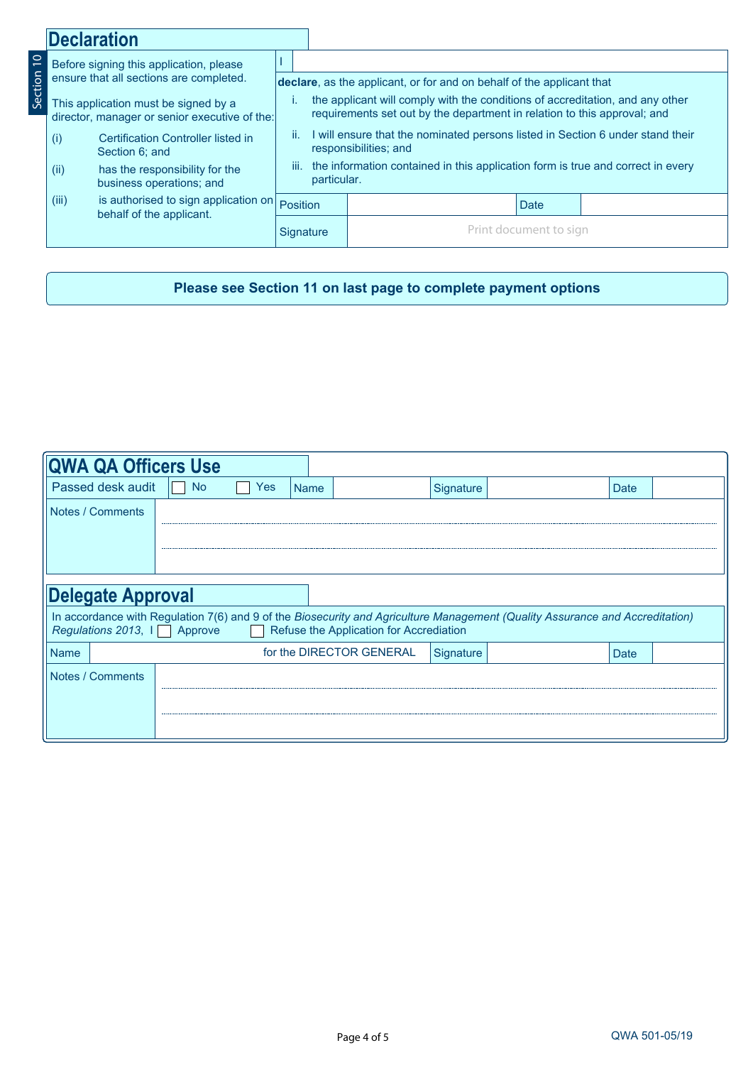## Declaration

**Section 10**

Before signing this application, please ensure that all sections are completed.

This application must be signed by a director, manager or senior executive of the:

- (i) Certification Controller listed in Section 6; and
- (ii) has the responsibility for the business operations; and
- (iii) is authorised to sign application on behalf of the applicant.

I

**declare**, as the applicant, or for and on behalf of the applicant that

- i. the applicant will comply with the conditions of accreditation, and any other requirements set out by the department in relation to this approval; and
- ii. I will ensure that the nominated persons listed in Section 6 under stand their responsibilities; and
- iii. the information contained in this application form is true and correct in every particular.

| Position | | Date | |
|---|---|---|---|
| Signature | Print document to sign | | |

**Please see Section 11 on last page to complete payment options**

## QWA QA Officers Use

| Passed desk audit | ☐ No ☐ Yes | Name | | Signature | | Date | |
|---|---|---|---|---|---|---|---|
| Notes / Comments | | | | | | | |

## Delegate Approval

In accordance with Regulation 7(6) and 9 of the *Biosecurity and Agriculture Management (Quality Assurance and Accreditation) Regulations 2013*, I ☐ Approve ☐ Refuse the Application for Accreditation

| Name | for the DIRECTOR GENERAL | Signature | | Date | |
|---|---|---|---|---|---|
| Notes / Comments | | | | | |

QWA 501-05/19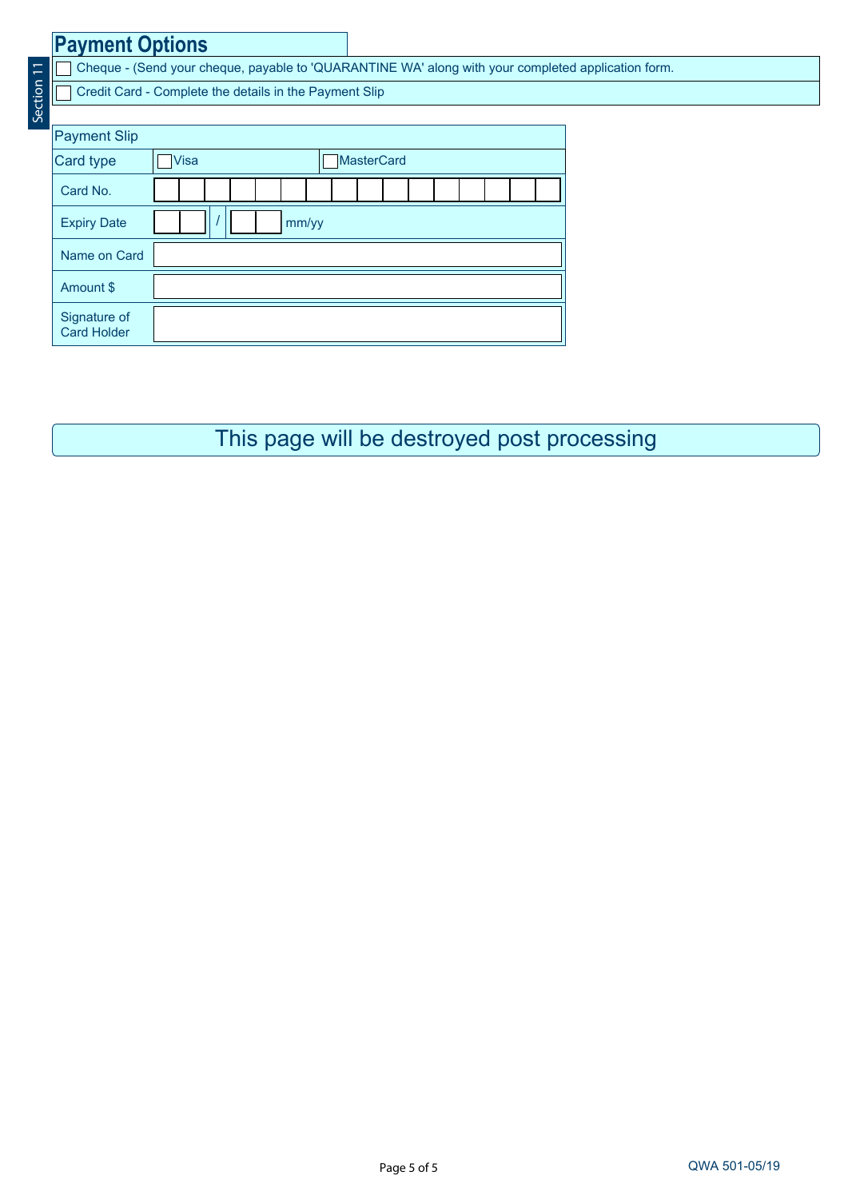## Payment Options

Section 11

- [ ] Cheque - (Send your cheque, payable to 'QUARANTINE WA' along with your completed application form.
- [ ] Credit Card - Complete the details in the Payment Slip

| Payment Slip | | |
|---|---|---|
| Card type | ☐ Visa | ☐ MasterCard |
| Card No. | | |
| Expiry Date | / mm/yy | |
| Name on Card | | |
| Amount $ | | |
| Signature of Card Holder | | |

This page will be destroyed post processing

QWA 501-05/19